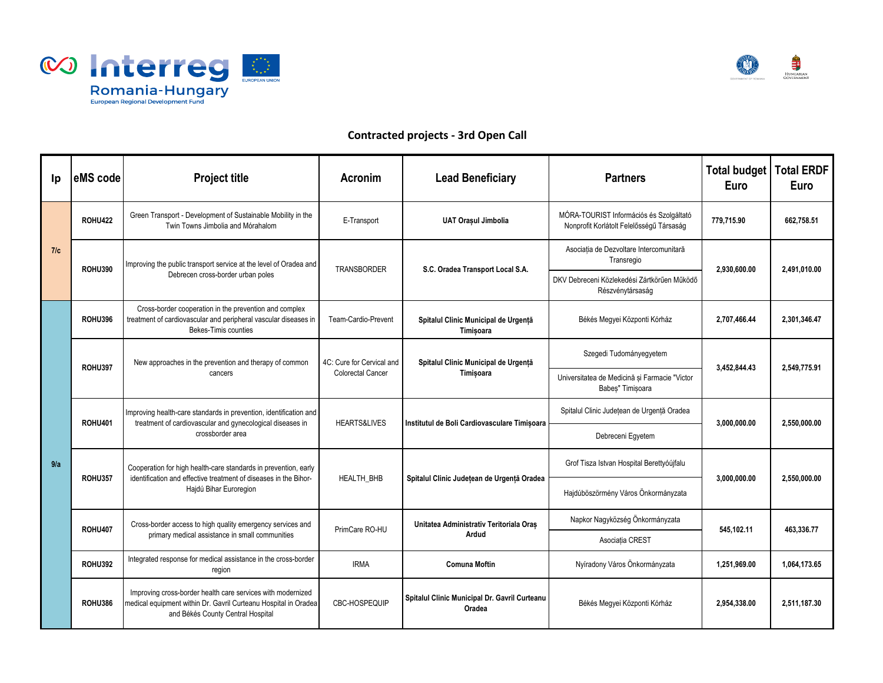## Contracted projects - 3rd Open Call

| Ip | eMS code | Project title | Acronim | Lead Beneficiary | Partners | Total budget Euro | Total ERDF Euro |
|---|---|---|---|---|---|---|---|
| 7/c | ROHU422 | Green Transport - Development of Sustainable Mobility in the Twin Towns Jimbolia and Mórahalom | E-Transport | **UAT Orașul Jimbolia** | MÓRA-TOURIST Információs és Szolgáltató Nonprofit Korlátolt Felelősségű Társaság | **779,715.90** | **662,758.51** |
| | ROHU390 | Improving the public transport service at the level of Oradea and Debrecen cross-border urban poles | TRANSBORDER | **S.C. Oradea Transport Local S.A.** | Asociația de Dezvoltare Intercomunitară Transregio | **2,930,600.00** | **2,491,010.00** |
| | | | | | DKV Debreceni Közlekedési Zártkörűen Működő Részvénytársaság | | |
| 9/a | ROHU396 | Cross-border cooperation in the prevention and complex treatment of cardiovascular and peripheral vascular diseases in Bekes-Timis counties | Team-Cardio-Prevent | **Spitalul Clinic Municipal de Urgență Timișoara** | Békés Megyei Központi Kórház | **2,707,466.44** | **2,301,346.47** |
| | ROHU397 | New approaches in the prevention and therapy of common cancers | 4C: Cure for Cervical and Colorectal Cancer | **Spitalul Clinic Municipal de Urgență Timișoara** | Szegedi Tudományegyetem | **3,452,844.43** | **2,549,775.91** |
| | | | | | Universitatea de Medicină și Farmacie "Victor Babeș" Timișoara | | |
| | ROHU401 | Improving health-care standards in prevention, identification and treatment of cardiovascular and gynecological diseases in crossborder area | HEARTS&LIVES | **Institutul de Boli Cardiovasculare Timișoara** | Spitalul Clinic Județean de Urgență Oradea | **3,000,000.00** | **2,550,000.00** |
| | | | | | Debreceni Egyetem | | |
| | ROHU357 | Cooperation for high health-care standards in prevention, early identification and effective treatment of diseases in the Bihor-Hajdú Bihar Euroregion | HEALTH_BHB | **Spitalul Clinic Județean de Urgență Oradea** | Grof Tisza Istvan Hospital Berettyóújfalu | **3,000,000.00** | **2,550,000.00** |
| | | | | | Hajdúböszörmény Város Önkormányzata | | |
| | ROHU407 | Cross-border access to high quality emergency services and primary medical assistance in small communities | PrimCare RO-HU | **Unitatea Administrativ Teritoriala Oraș Ardud** | Napkor Nagyközség Önkormányzata | **545,102.11** | **463,336.77** |
| | | | | | Asociația CREST | | |
| | ROHU392 | Integrated response for medical assistance in the cross-border region | IRMA | **Comuna Moftin** | Nyíradony Város Önkormányzata | **1,251,969.00** | **1,064,173.65** |
| | ROHU386 | Improving cross-border health care services with modernized medical equipment within Dr. Gavril Curteanu Hospital in Oradea and Békés County Central Hospital | CBC-HOSPEQUIP | **Spitalul Clinic Municipal Dr. Gavril Curteanu Oradea** | Békés Megyei Központi Kórház | **2,954,338.00** | **2,511,187.30** |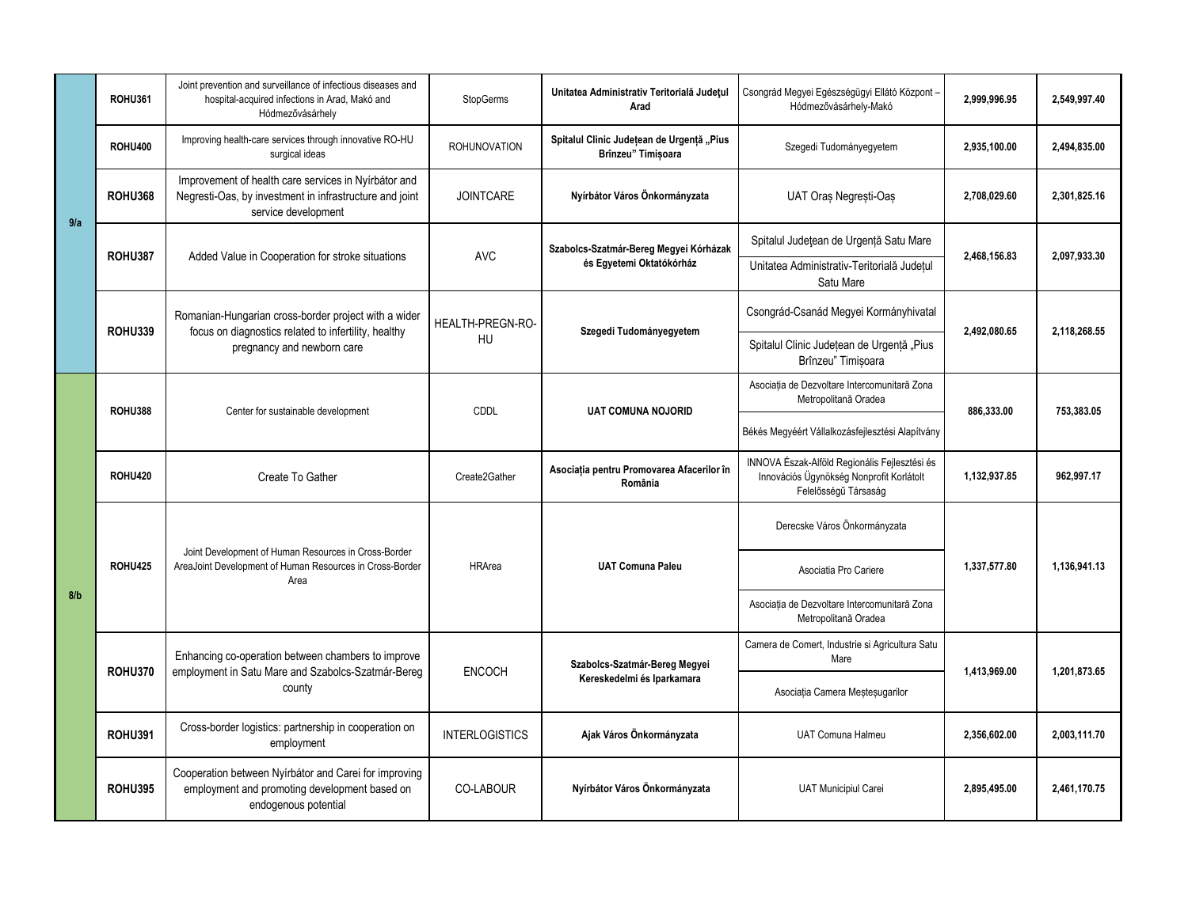| | | | | | | | |
|---|---|---|---|---|---|---|---|
| 9/a | ROHU361 | Joint prevention and surveillance of infectious diseases and hospital-acquired infections in Arad, Makó and Hódmezővásárhely | StopGerms | **Unitatea Administrativ Teritorială Judeţul Arad** | Csongrád Megyei Egészségügyi Ellátó Központ – Hódmezővásárhely-Makó | 2,999,996.95 | 2,549,997.40 |
| | ROHU400 | Improving health-care services through innovative RO-HU surgical ideas | ROHUNOVATION | **Spitalul Clinic Județean de Urgență „Pius Brînzeu" Timișoara** | Szegedi Tudományegyetem | 2,935,100.00 | 2,494,835.00 |
| | ROHU368 | Improvement of health care services in Nyírbátor and Negresti-Oas, by investment in infrastructure and joint service development | JOINTCARE | **Nyírbátor Város Önkormányzata** | UAT Oraș Negrești-Oaș | 2,708,029.60 | 2,301,825.16 |
| | ROHU387 | Added Value in Cooperation for stroke situations | AVC | **Szabolcs-Szatmár-Bereg Megyei Kórházak és Egyetemi Oktatókórház** | Spitalul Județean de Urgență Satu Mare<br>Unitatea Administrativ-Teritorială Județul Satu Mare | 2,468,156.83 | 2,097,933.30 |
| | ROHU339 | Romanian-Hungarian cross-border project with a wider focus on diagnostics related to infertility, healthy pregnancy and newborn care | HEALTH-PREGN-RO-HU | **Szegedi Tudományegyetem** | Csongrád-Csanád Megyei Kormányhivatal<br>Spitalul Clinic Județean de Urgență „Pius Brînzeu" Timișoara | 2,492,080.65 | 2,118,268.55 |
| 8/b | ROHU388 | Center for sustainable development | CDDL | **UAT COMUNA NOJORID** | Asociația de Dezvoltare Intercomunitară Zona Metropolitană Oradea<br>Békés Megyéért Vállalkozásfejlesztési Alapítvány | 886,333.00 | 753,383.05 |
| | ROHU420 | Create To Gather | Create2Gather | **Asociația pentru Promovarea Afacerilor în România** | INNOVA Észak-Alföld Regionális Fejlesztési és Innovációs Ügynökség Nonprofit Korlátolt Felelősségű Társaság | 1,132,937.85 | 962,997.17 |
| | ROHU425 | Joint Development of Human Resources in Cross-Border AreaJoint Development of Human Resources in Cross-Border Area | HRArea | **UAT Comuna Paleu** | Derecske Város Önkormányzata<br>Asociatia Pro Cariere<br>Asociația de Dezvoltare Intercomunitară Zona Metropolitană Oradea | 1,337,577.80 | 1,136,941.13 |
| | ROHU370 | Enhancing co-operation between chambers to improve employment in Satu Mare and Szabolcs-Szatmár-Bereg county | ENCOCH | **Szabolcs-Szatmár-Bereg Megyei Kereskedelmi és Iparkamara** | Camera de Comert, Industrie si Agricultura Satu Mare<br>Asociația Camera Meșteșugarilor | 1,413,969.00 | 1,201,873.65 |
| | ROHU391 | Cross-border logistics: partnership in cooperation on employment | INTERLOGISTICS | **Ajak Város Önkormányzata** | UAT Comuna Halmeu | 2,356,602.00 | 2,003,111.70 |
| | ROHU395 | Cooperation between Nyírbátor and Carei for improving employment and promoting development based on endogenous potential | CO-LABOUR | **Nyírbátor Város Önkormányzata** | UAT Municipiul Carei | 2,895,495.00 | 2,461,170.75 |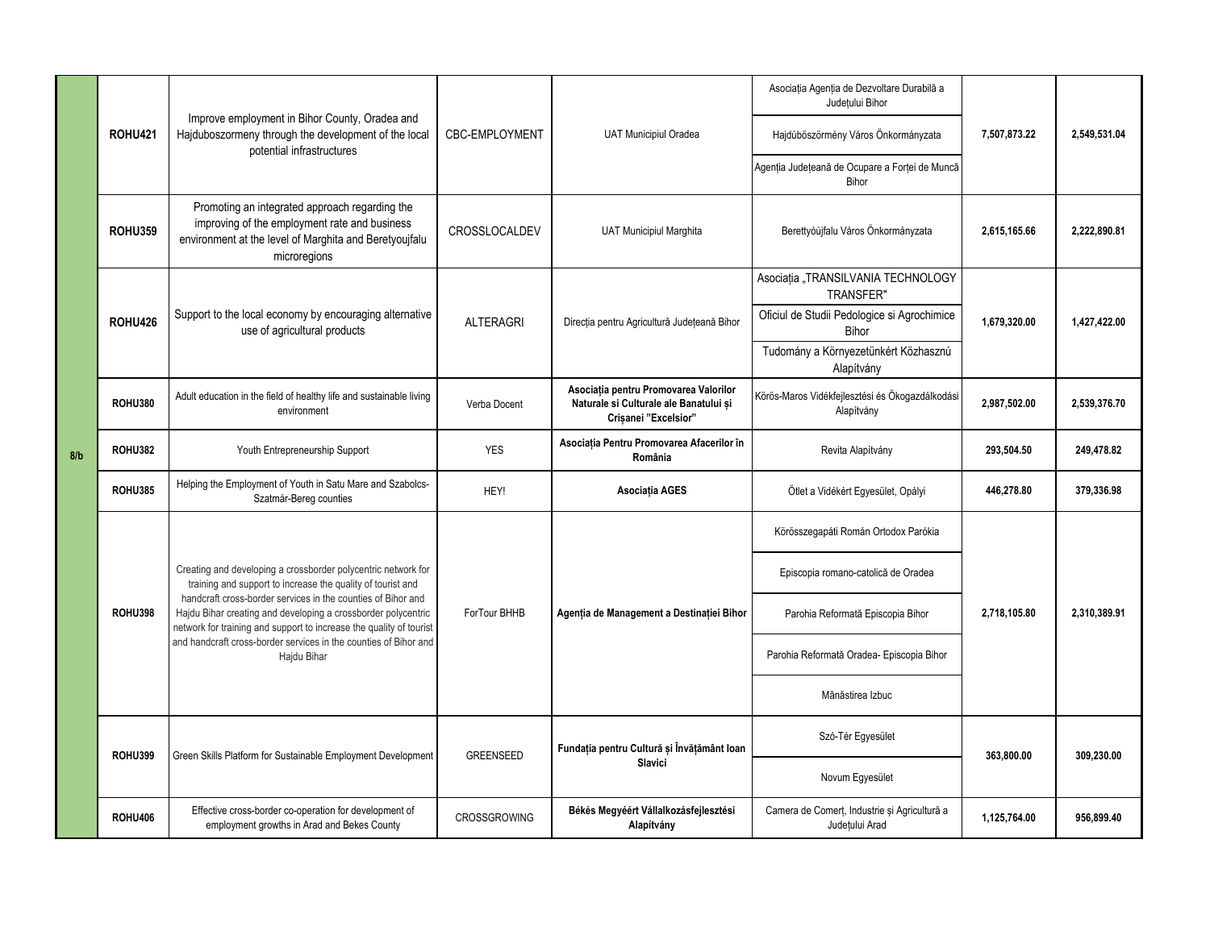| | | | | | | | |
|---|---|---|---|---|---|---|---|
| 8/b | ROHU421 | Improve employment in Bihor County, Oradea and Hajduboszormeny through the development of the local potential infrastructures | CBC-EMPLOYMENT | UAT Municipiul Oradea | Asociația Agenția de Dezvoltare Durabilă a Județului Bihor | 7,507,873.22 | 2,549,531.04 |
| | | | | | Hajdúböszörmény Város Önkormányzata | | |
| | | | | | Agenția Județeană de Ocupare a Forței de Muncă Bihor | | |
| | ROHU359 | Promoting an integrated approach regarding the improving of the employment rate and business environment at the level of Marghita and Beretyoujfalu microregions | CROSSLOCALDEV | UAT Municipiul Marghita | Berettyóújfalu Város Önkormányzata | 2,615,165.66 | 2,222,890.81 |
| | ROHU426 | Support to the local economy by encouraging alternative use of agricultural products | ALTERAGRI | Direcția pentru Agricultură Județeană Bihor | Asociația „TRANSILVANIA TECHNOLOGY TRANSFER" | 1,679,320.00 | 1,427,422.00 |
| | | | | | Oficiul de Studii Pedologice si Agrochimice Bihor | | |
| | | | | | Tudomány a Környezetünkért Közhasznú Alapítvány | | |
| | ROHU380 | Adult education in the field of healthy life and sustainable living environment | Verba Docent | **Asociația pentru Promovarea Valorilor Naturale si Culturale ale Banatului și Crișanei "Excelsior"** | Körös-Maros Vidékfejlesztési és Ökogazdálkodási Alapítvány | 2,987,502.00 | 2,539,376.70 |
| | ROHU382 | Youth Entrepreneurship Support | YES | **Asociația Pentru Promovarea Afacerilor în România** | Revita Alapítvány | 293,504.50 | 249,478.82 |
| | ROHU385 | Helping the Employment of Youth in Satu Mare and Szabolcs-Szatmár-Bereg counties | HEY! | **Asociația AGES** | Ötlet a Vidékért Egyesület, Opályi | 446,278.80 | 379,336.98 |
| | ROHU398 | Creating and developing a crossborder polycentric network for training and support to increase the quality of tourist and handcraft cross-border services in the counties of Bihor and Hajdu Bihar creating and developing a crossborder polycentric network for training and support to increase the quality of tourist and handcraft cross-border services in the counties of Bihor and Hajdu Bihar | ForTour BHHB | **Agenția de Management a Destinației Bihor** | Körösszegapáti Román Ortodox Parókia | 2,718,105.80 | 2,310,389.91 |
| | | | | | Episcopia romano-catolică de Oradea | | |
| | | | | | Parohia Reformată Episcopia Bihor | | |
| | | | | | Parohia Reformată Oradea- Episcopia Bihor | | |
| | | | | | Mănăstirea Izbuc | | |
| | ROHU399 | Green Skills Platform for Sustainable Employment Development | GREENSEED | **Fundația pentru Cultură și Învățământ Ioan Slavici** | Szó-Tér Egyesület | 363,800.00 | 309,230.00 |
| | | | | | Novum Egyesület | | |
| | ROHU406 | Effective cross-border co-operation for development of employment growths in Arad and Bekes County | CROSSGROWING | **Békés Megyéért Vállalkozásfejlesztési Alapítvány** | Camera de Comerț, Industrie și Agricultură a Județului Arad | 1,125,764.00 | 956,899.40 |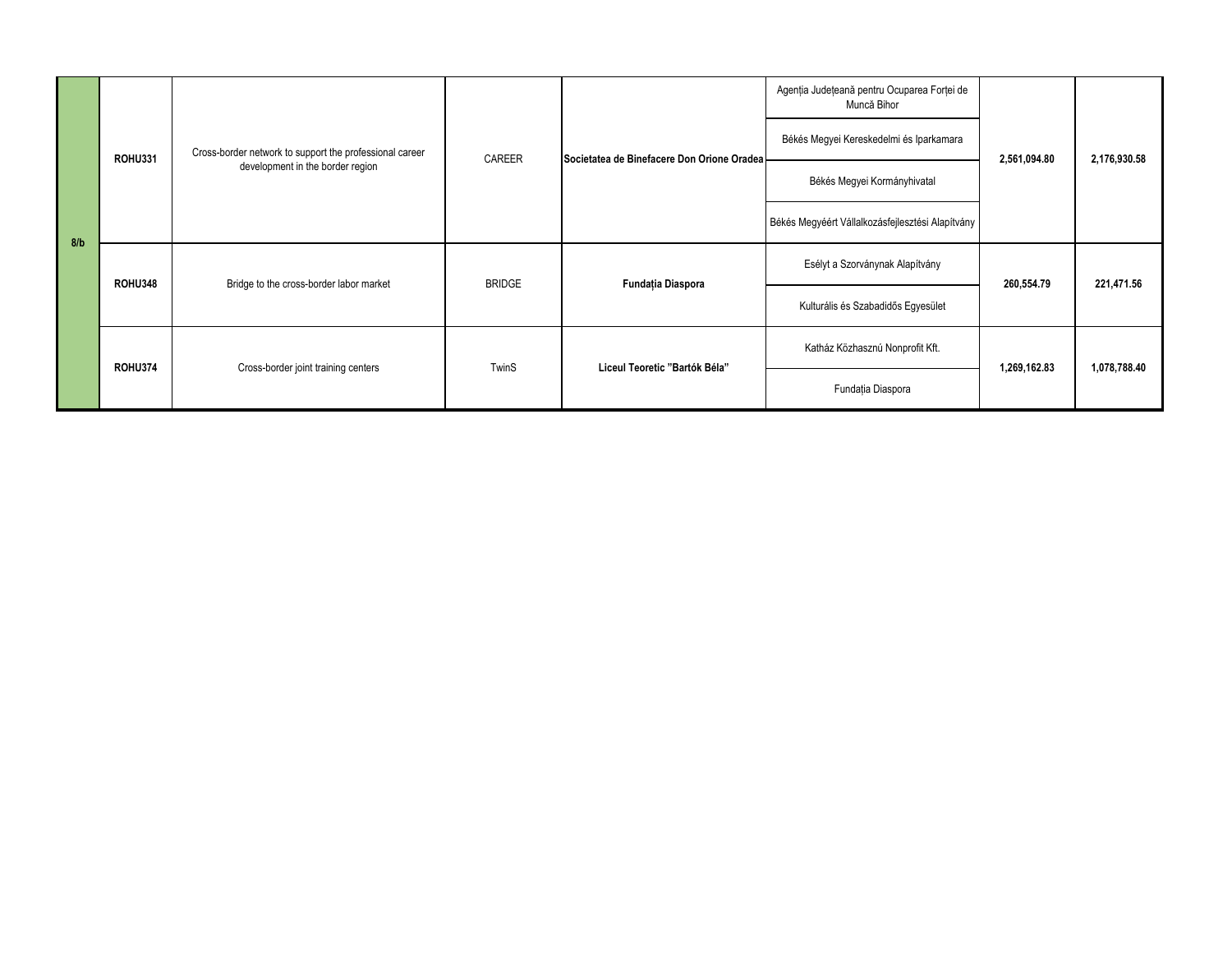| | | | | | | | |
|---|---|---|---|---|---|---|---|
| 8/b | **ROHU331** | Cross-border network to support the professional career development in the border region | CAREER | **Societatea de Binefacere Don Orione Oradea** | Agenția Județeană pentru Ocuparea Forței de Muncă Bihor | **2,561,094.80** | **2,176,930.58** |
| | | | | | Békés Megyei Kereskedelmi és Iparkamara | | |
| | | | | | Békés Megyei Kormányhivatal | | |
| | | | | | Békés Megyéért Vállalkozásfejlesztési Alapítvány | | |
| | **ROHU348** | Bridge to the cross-border labor market | BRIDGE | **Fundația Diaspora** | Esélyt a Szorványnak Alapítvány | **260,554.79** | **221,471.56** |
| | | | | | Kulturális és Szabadidős Egyesület | | |
| | **ROHU374** | Cross-border joint training centers | TwinS | **Liceul Teoretic "Bartók Béla"** | Katház Közhasznú Nonprofit Kft. | **1,269,162.83** | **1,078,788.40** |
| | | | | | Fundația Diaspora | | |